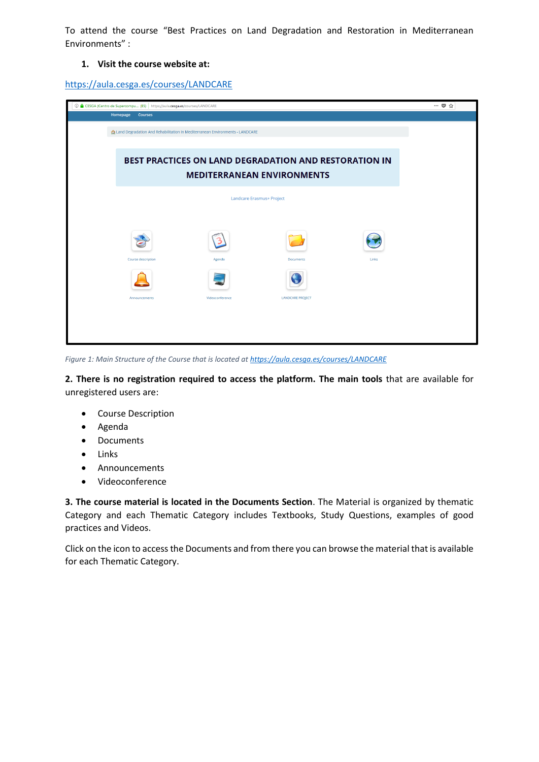To attend the course "Best Practices on Land Degradation and Restoration in Mediterranean Environments" :

1. **Visit the course website at:**

https://aula.cesga.es/courses/LANDCARE

*Figure 1: Main Structure of the Course that is located at https://aula.cesga.es/courses/LANDCARE*

**2. There is no registration required to access the platform. The main tools** that are available for unregistered users are:

- Course Description
- Agenda
- Documents
- Links
- Announcements
- Videoconference

**3. The course material is located in the Documents Section**. The Material is organized by thematic Category and each Thematic Category includes Textbooks, Study Questions, examples of good practices and Videos.

Click on the icon to access the Documents and from there you can browse the material that is available for each Thematic Category.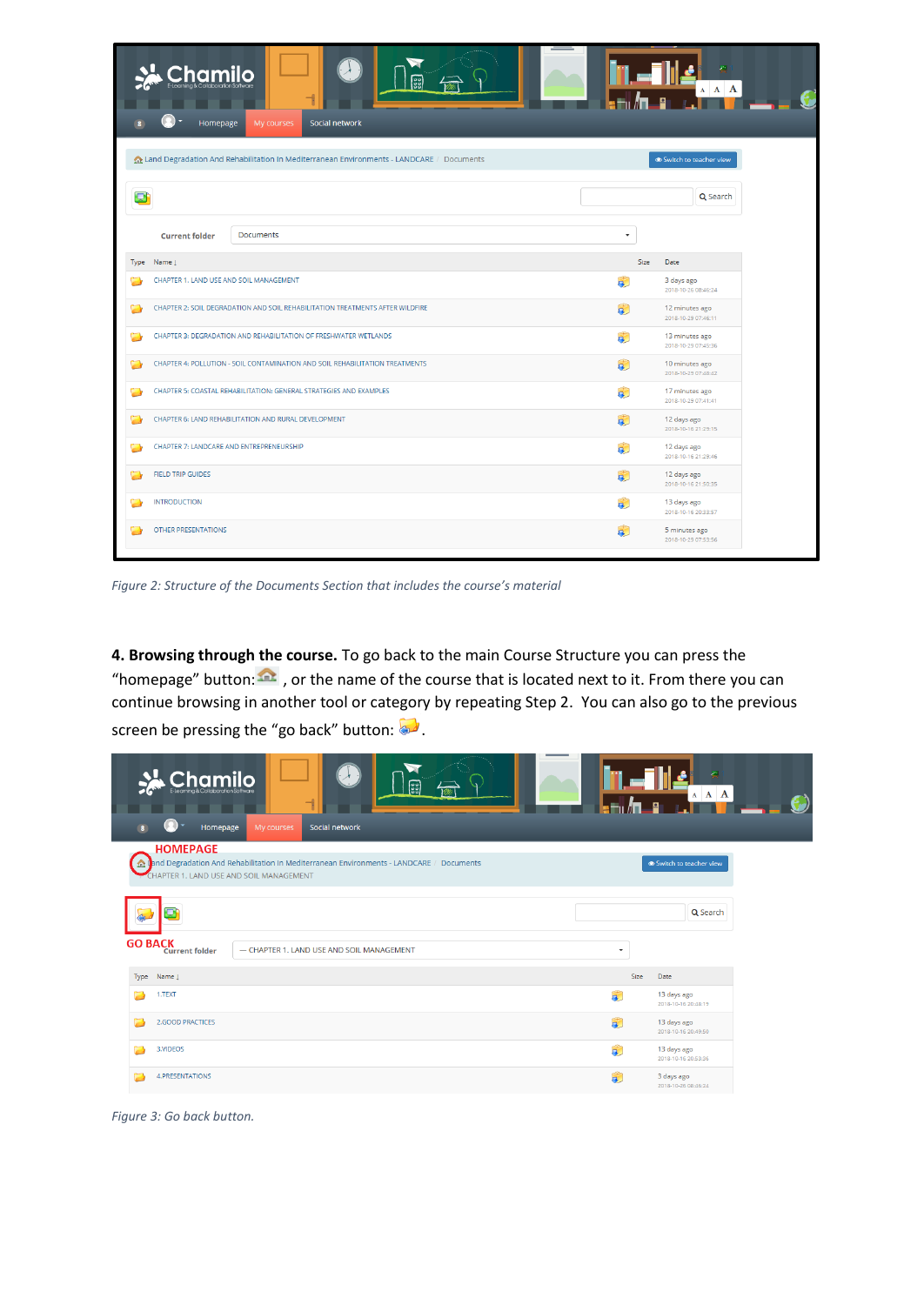Figure 2: Structure of the Documents Section that includes the course's material

**4. Browsing through the course.** To go back to the main Course Structure you can press the "homepage" button: , or the name of the course that is located next to it. From there you can continue browsing in another tool or category by repeating Step 2. You can also go to the previous screen be pressing the "go back" button: .

Figure 3: Go back button.